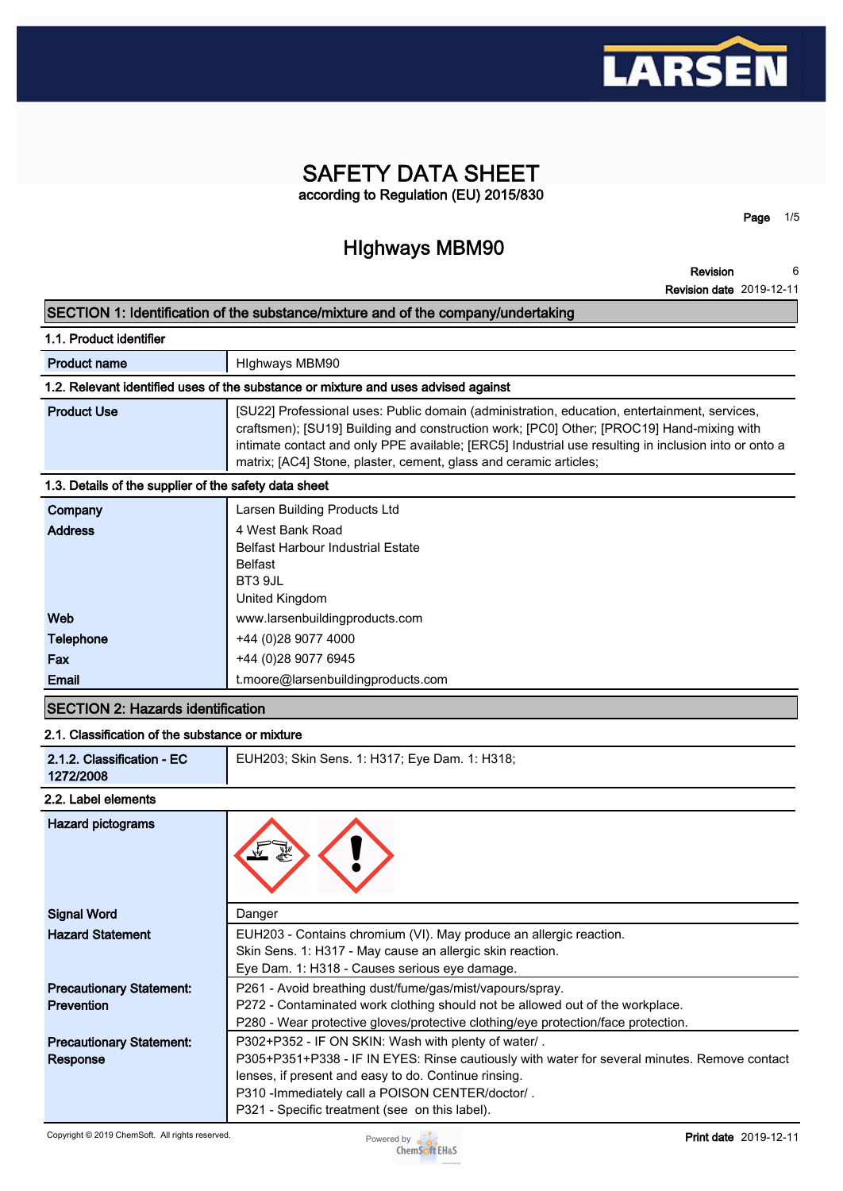# SAFETY DATA SHEET

according to Regulation (EU) 2015/830

## HIghways MBM90

**Revision** 6

**Revision date** 2019-12-11

## SECTION 1: Identification of the substance/mixture and of the company/undertaking

### 1.1. Product identifier

| | |
|---|---|
| **Product name** | HIghways MBM90 |

### 1.2. Relevant identified uses of the substance or mixture and uses advised against

| | |
|---|---|
| **Product Use** | [SU22] Professional uses: Public domain (administration, education, entertainment, services, craftsmen); [SU19] Building and construction work; [PC0] Other; [PROC19] Hand-mixing with intimate contact and only PPE available; [ERC5] Industrial use resulting in inclusion into or onto a matrix; [AC4] Stone, plaster, cement, glass and ceramic articles; |

### 1.3. Details of the supplier of the safety data sheet

| | |
|---|---|
| **Company** | Larsen Building Products Ltd |
| **Address** | 4 West Bank Road<br>Belfast Harbour Industrial Estate<br>Belfast<br>BT3 9JL<br>United Kingdom |
| **Web** | www.larsenbuildingproducts.com |
| **Telephone** | +44 (0)28 9077 4000 |
| **Fax** | +44 (0)28 9077 6945 |
| **Email** | t.moore@larsenbuildingproducts.com |

## SECTION 2: Hazards identification

### 2.1. Classification of the substance or mixture

| | |
|---|---|
| **2.1.2. Classification - EC 1272/2008** | EUH203; Skin Sens. 1: H317; Eye Dam. 1: H318; |

### 2.2. Label elements

| | |
|---|---|
| **Hazard pictograms** | |
| **Signal Word** | Danger |
| **Hazard Statement** | EUH203 - Contains chromium (VI). May produce an allergic reaction.<br>Skin Sens. 1: H317 - May cause an allergic skin reaction.<br>Eye Dam. 1: H318 - Causes serious eye damage. |
| **Precautionary Statement: Prevention** | P261 - Avoid breathing dust/fume/gas/mist/vapours/spray.<br>P272 - Contaminated work clothing should not be allowed out of the workplace.<br>P280 - Wear protective gloves/protective clothing/eye protection/face protection. |
| **Precautionary Statement: Response** | P302+P352 - IF ON SKIN: Wash with plenty of water/ .<br>P305+P351+P338 - IF IN EYES: Rinse cautiously with water for several minutes. Remove contact lenses, if present and easy to do. Continue rinsing.<br>P310 -Immediately call a POISON CENTER/doctor/ .<br>P321 - Specific treatment (see on this label). |

Copyright © 2019 ChemSoft. All rights reserved.

**Print date** 2019-12-11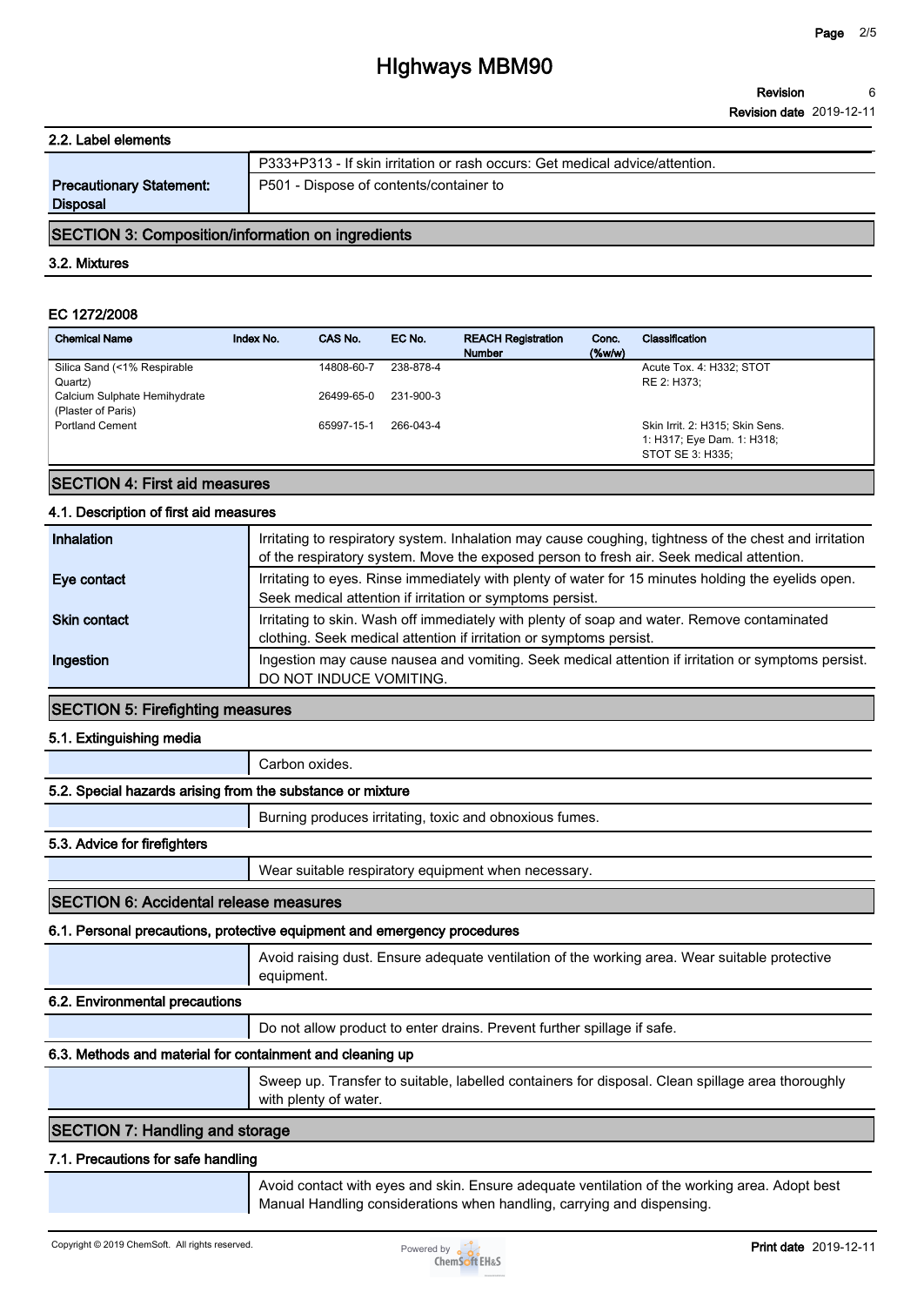## 2.2. Label elements

| | |
|---|---|
| | P333+P313 - If skin irritation or rash occurs: Get medical advice/attention. |
| **Precautionary Statement: Disposal** | P501 - Dispose of contents/container to |

## SECTION 3: Composition/information on ingredients

### 3.2. Mixtures

#### EC 1272/2008

| Chemical Name | Index No. | CAS No. | EC No. | REACH Registration Number | Conc. (%w/w) | Classification |
|---|---|---|---|---|---|---|
| Silica Sand (<1% Respirable Quartz) | | 14808-60-7 | 238-878-4 | | | Acute Tox. 4: H332; STOT RE 2: H373; |
| Calcium Sulphate Hemihydrate (Plaster of Paris) | | 26499-65-0 | 231-900-3 | | | |
| Portland Cement | | 65997-15-1 | 266-043-4 | | | Skin Irrit. 2: H315; Skin Sens. 1: H317; Eye Dam. 1: H318; STOT SE 3: H335; |

## SECTION 4: First aid measures

### 4.1. Description of first aid measures

| | |
|---|---|
| **Inhalation** | Irritating to respiratory system. Inhalation may cause coughing, tightness of the chest and irritation of the respiratory system. Move the exposed person to fresh air. Seek medical attention. |
| **Eye contact** | Irritating to eyes. Rinse immediately with plenty of water for 15 minutes holding the eyelids open. Seek medical attention if irritation or symptoms persist. |
| **Skin contact** | Irritating to skin. Wash off immediately with plenty of soap and water. Remove contaminated clothing. Seek medical attention if irritation or symptoms persist. |
| **Ingestion** | Ingestion may cause nausea and vomiting. Seek medical attention if irritation or symptoms persist. DO NOT INDUCE VOMITING. |

## SECTION 5: Firefighting measures

### 5.1. Extinguishing media

Carbon oxides.

### 5.2. Special hazards arising from the substance or mixture

Burning produces irritating, toxic and obnoxious fumes.

### 5.3. Advice for firefighters

Wear suitable respiratory equipment when necessary.

## SECTION 6: Accidental release measures

### 6.1. Personal precautions, protective equipment and emergency procedures

Avoid raising dust. Ensure adequate ventilation of the working area. Wear suitable protective equipment.

### 6.2. Environmental precautions

Do not allow product to enter drains. Prevent further spillage if safe.

### 6.3. Methods and material for containment and cleaning up

Sweep up. Transfer to suitable, labelled containers for disposal. Clean spillage area thoroughly with plenty of water.

## SECTION 7: Handling and storage

### 7.1. Precautions for safe handling

Avoid contact with eyes and skin. Ensure adequate ventilation of the working area. Adopt best Manual Handling considerations when handling, carrying and dispensing.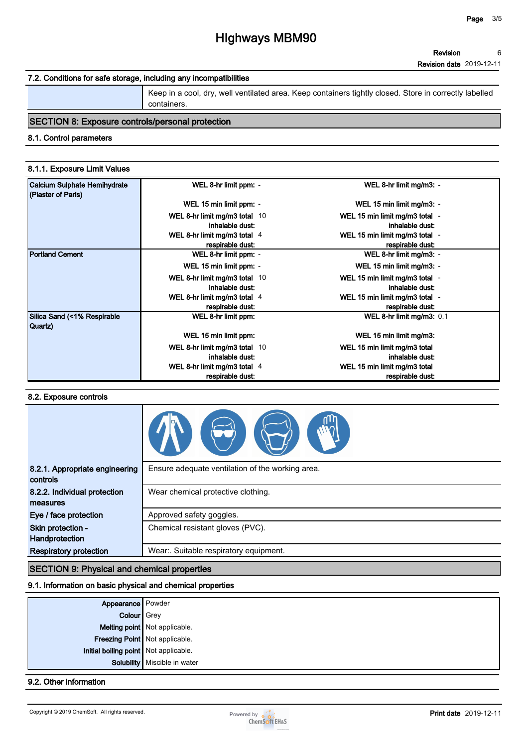# HIghways MBM90

Revision 6
Revision date 2019-12-11

### 7.2. Conditions for safe storage, including any incompatibilities

| | |
|---|---|
| | Keep in a cool, dry, well ventilated area. Keep containers tightly closed. Store in correctly labelled containers. |

## SECTION 8: Exposure controls/personal protection

### 8.1. Control parameters

#### 8.1.1. Exposure Limit Values

| Substance | Parameter | Value | Parameter | Value |
|---|---|---|---|---|
| Calcium Sulphate Hemihydrate (Plaster of Paris) | WEL 8-hr limit ppm: | - | WEL 8-hr limit mg/m3: | - |
| | WEL 15 min limit ppm: | - | WEL 15 min limit mg/m3: | - |
| | WEL 8-hr limit mg/m3 total inhalable dust: | 10 | WEL 15 min limit mg/m3 total inhalable dust: | - |
| | WEL 8-hr limit mg/m3 total respirable dust: | 4 | WEL 15 min limit mg/m3 total respirable dust: | - |
| Portland Cement | WEL 8-hr limit ppm: | - | WEL 8-hr limit mg/m3: | - |
| | WEL 15 min limit ppm: | - | WEL 15 min limit mg/m3: | - |
| | WEL 8-hr limit mg/m3 total inhalable dust: | 10 | WEL 15 min limit mg/m3 total inhalable dust: | - |
| | WEL 8-hr limit mg/m3 total respirable dust: | 4 | WEL 15 min limit mg/m3 total respirable dust: | - |
| Silica Sand (<1% Respirable Quartz) | WEL 8-hr limit ppm: | | WEL 8-hr limit mg/m3: | 0.1 |
| | WEL 15 min limit ppm: | | WEL 15 min limit mg/m3: | |
| | WEL 8-hr limit mg/m3 total inhalable dust: | 10 | WEL 15 min limit mg/m3 total inhalable dust: | |
| | WEL 8-hr limit mg/m3 total respirable dust: | 4 | WEL 15 min limit mg/m3 total respirable dust: | |

### 8.2. Exposure controls

| | |
|---|---|
| **8.2.1. Appropriate engineering controls** | Ensure adequate ventilation of the working area. |
| **8.2.2. Individual protection measures** | Wear chemical protective clothing. |
| **Eye / face protection** | Approved safety goggles. |
| **Skin protection - Handprotection** | Chemical resistant gloves (PVC). |
| **Respiratory protection** | Wear:. Suitable respiratory equipment. |

## SECTION 9: Physical and chemical properties

### 9.1. Information on basic physical and chemical properties

| | |
|---|---|
| **Appearance** | Powder |
| **Colour** | Grey |
| **Melting point** | Not applicable. |
| **Freezing Point** | Not applicable. |
| **Initial boiling point** | Not applicable. |
| **Solubility** | Miscible in water |

### 9.2. Other information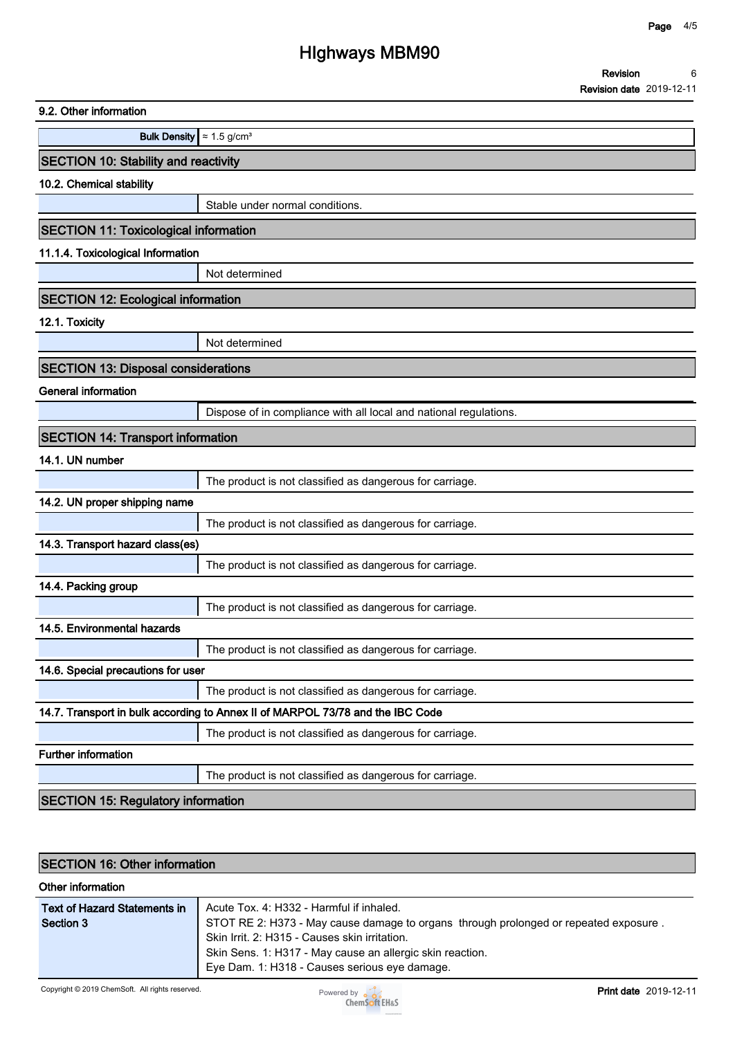### 9.2. Other information

| Bulk Density | ≈ 1.5 g/cm³ |
|---|---|

## SECTION 10: Stability and reactivity

### 10.2. Chemical stability

Stable under normal conditions.

## SECTION 11: Toxicological information

### 11.1.4. Toxicological Information

Not determined

## SECTION 12: Ecological information

### 12.1. Toxicity

Not determined

## SECTION 13: Disposal considerations

### General information

Dispose of in compliance with all local and national regulations.

## SECTION 14: Transport information

### 14.1. UN number

The product is not classified as dangerous for carriage.

### 14.2. UN proper shipping name

The product is not classified as dangerous for carriage.

### 14.3. Transport hazard class(es)

The product is not classified as dangerous for carriage.

### 14.4. Packing group

The product is not classified as dangerous for carriage.

### 14.5. Environmental hazards

The product is not classified as dangerous for carriage.

### 14.6. Special precautions for user

The product is not classified as dangerous for carriage.

### 14.7. Transport in bulk according to Annex II of MARPOL 73/78 and the IBC Code

The product is not classified as dangerous for carriage.

### Further information

The product is not classified as dangerous for carriage.

## SECTION 15: Regulatory information

## SECTION 16: Other information

### Other information

| Text of Hazard Statements in Section 3 | Acute Tox. 4: H332 - Harmful if inhaled.<br>STOT RE 2: H373 - May cause damage to organs through prolonged or repeated exposure .<br>Skin Irrit. 2: H315 - Causes skin irritation.<br>Skin Sens. 1: H317 - May cause an allergic skin reaction.<br>Eye Dam. 1: H318 - Causes serious eye damage. |
|---|---|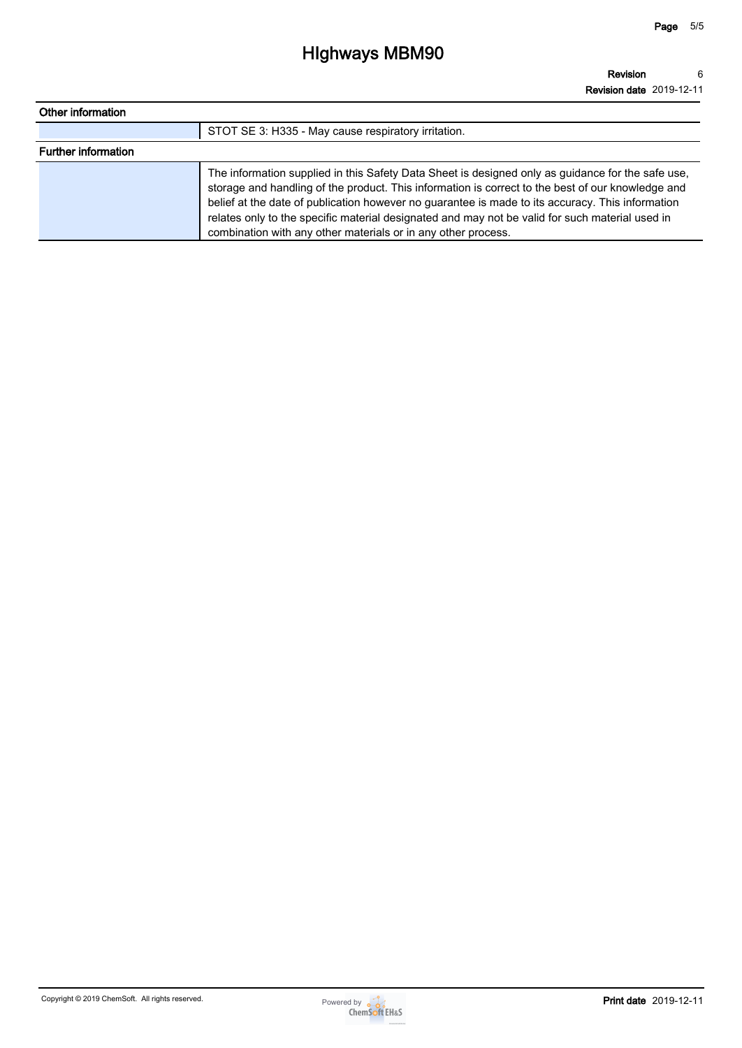## Other information

| | |
|---|---|
| | STOT SE 3: H335 - May cause respiratory irritation. |

## Further information

| | |
|---|---|
| | The information supplied in this Safety Data Sheet is designed only as guidance for the safe use, storage and handling of the product. This information is correct to the best of our knowledge and belief at the date of publication however no guarantee is made to its accuracy. This information relates only to the specific material designated and may not be valid for such material used in combination with any other materials or in any other process. |